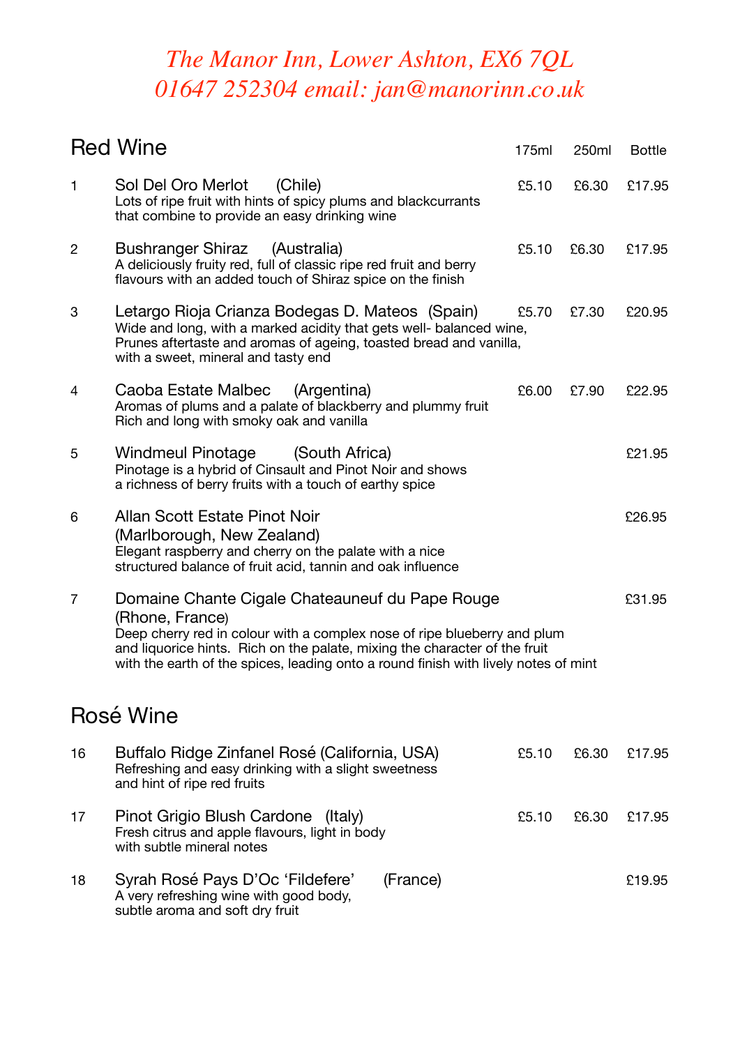*The Manor Inn, Lower Ashton, EX6 7QL*
*01647 252304 email: jan@manorinn.co.uk*

## Red Wine

| | | 175ml | 250ml | Bottle |
|---|---|---|---|---|
| 1 | Sol Del Oro Merlot (Chile)<br>Lots of ripe fruit with hints of spicy plums and blackcurrants that combine to provide an easy drinking wine | £5.10 | £6.30 | £17.95 |
| 2 | Bushranger Shiraz (Australia)<br>A deliciously fruity red, full of classic ripe red fruit and berry flavours with an added touch of Shiraz spice on the finish | £5.10 | £6.30 | £17.95 |
| 3 | Letargo Rioja Crianza Bodegas D. Mateos (Spain)<br>Wide and long, with a marked acidity that gets well- balanced wine, Prunes aftertaste and aromas of ageing, toasted bread and vanilla, with a sweet, mineral and tasty end | £5.70 | £7.30 | £20.95 |
| 4 | Caoba Estate Malbec (Argentina)<br>Aromas of plums and a palate of blackberry and plummy fruit Rich and long with smoky oak and vanilla | £6.00 | £7.90 | £22.95 |
| 5 | Windmeul Pinotage (South Africa)<br>Pinotage is a hybrid of Cinsault and Pinot Noir and shows a richness of berry fruits with a touch of earthy spice | | | £21.95 |
| 6 | Allan Scott Estate Pinot Noir (Marlborough, New Zealand)<br>Elegant raspberry and cherry on the palate with a nice structured balance of fruit acid, tannin and oak influence | | | £26.95 |
| 7 | Domaine Chante Cigale Chateauneuf du Pape Rouge (Rhone, France)<br>Deep cherry red in colour with a complex nose of ripe blueberry and plum and liquorice hints. Rich on the palate, mixing the character of the fruit with the earth of the spices, leading onto a round finish with lively notes of mint | | | £31.95 |

## Rosé Wine

| | | 175ml | 250ml | Bottle |
|---|---|---|---|---|
| 16 | Buffalo Ridge Zinfanel Rosé (California, USA)<br>Refreshing and easy drinking with a slight sweetness and hint of ripe red fruits | £5.10 | £6.30 | £17.95 |
| 17 | Pinot Grigio Blush Cardone (Italy)<br>Fresh citrus and apple flavours, light in body with subtle mineral notes | £5.10 | £6.30 | £17.95 |
| 18 | Syrah Rosé Pays D'Oc 'Fildefere' (France)<br>A very refreshing wine with good body, subtle aroma and soft dry fruit | | | £19.95 |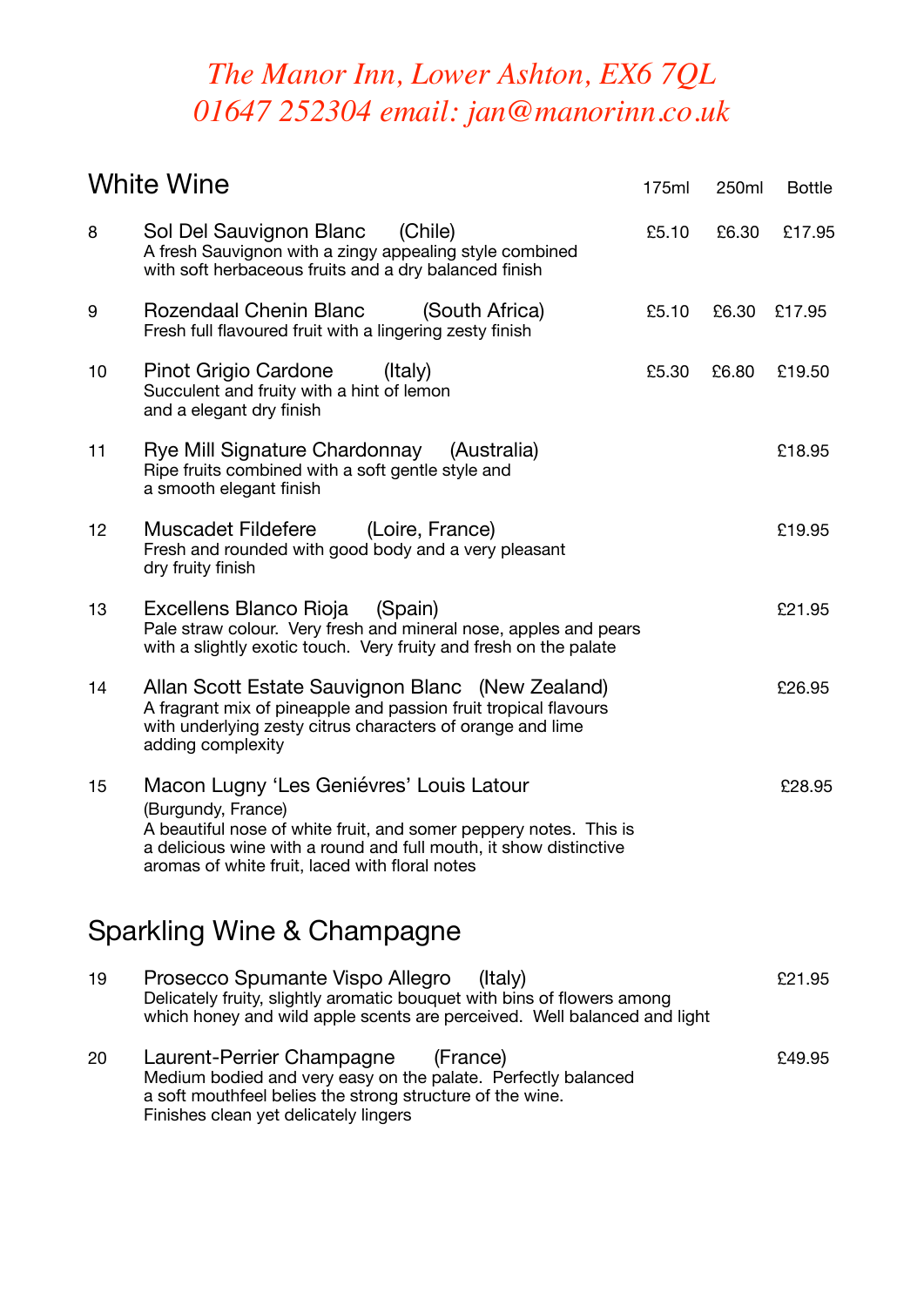*The Manor Inn, Lower Ashton, EX6 7QL*
*01647 252304 email: jan@manorinn.co.uk*

## White Wine

| | | 175ml | 250ml | Bottle |
|---|---|---|---|---|
| 8 | Sol Del Sauvignon Blanc (Chile)<br>A fresh Sauvignon with a zingy appealing style combined with soft herbaceous fruits and a dry balanced finish | £5.10 | £6.30 | £17.95 |
| 9 | Rozendaal Chenin Blanc (South Africa)<br>Fresh full flavoured fruit with a lingering zesty finish | £5.10 | £6.30 | £17.95 |
| 10 | Pinot Grigio Cardone (Italy)<br>Succulent and fruity with a hint of lemon and a elegant dry finish | £5.30 | £6.80 | £19.50 |
| 11 | Rye Mill Signature Chardonnay (Australia)<br>Ripe fruits combined with a soft gentle style and a smooth elegant finish | | | £18.95 |
| 12 | Muscadet Fildefere (Loire, France)<br>Fresh and rounded with good body and a very pleasant dry fruity finish | | | £19.95 |
| 13 | Excellens Blanco Rioja (Spain)<br>Pale straw colour. Very fresh and mineral nose, apples and pears with a slightly exotic touch. Very fruity and fresh on the palate | | | £21.95 |
| 14 | Allan Scott Estate Sauvignon Blanc (New Zealand)<br>A fragrant mix of pineapple and passion fruit tropical flavours with underlying zesty citrus characters of orange and lime adding complexity | | | £26.95 |
| 15 | Macon Lugny 'Les Geniévres' Louis Latour<br>(Burgundy, France)<br>A beautiful nose of white fruit, and somer peppery notes. This is a delicious wine with a round and full mouth, it show distinctive aromas of white fruit, laced with floral notes | | | £28.95 |

## Sparkling Wine & Champagne

| | | Bottle |
|---|---|---|
| 19 | Prosecco Spumante Vispo Allegro (Italy)<br>Delicately fruity, slightly aromatic bouquet with bins of flowers among which honey and wild apple scents are perceived. Well balanced and light | £21.95 |
| 20 | Laurent-Perrier Champagne (France)<br>Medium bodied and very easy on the palate. Perfectly balanced a soft mouthfeel belies the strong structure of the wine. Finishes clean yet delicately lingers | £49.95 |